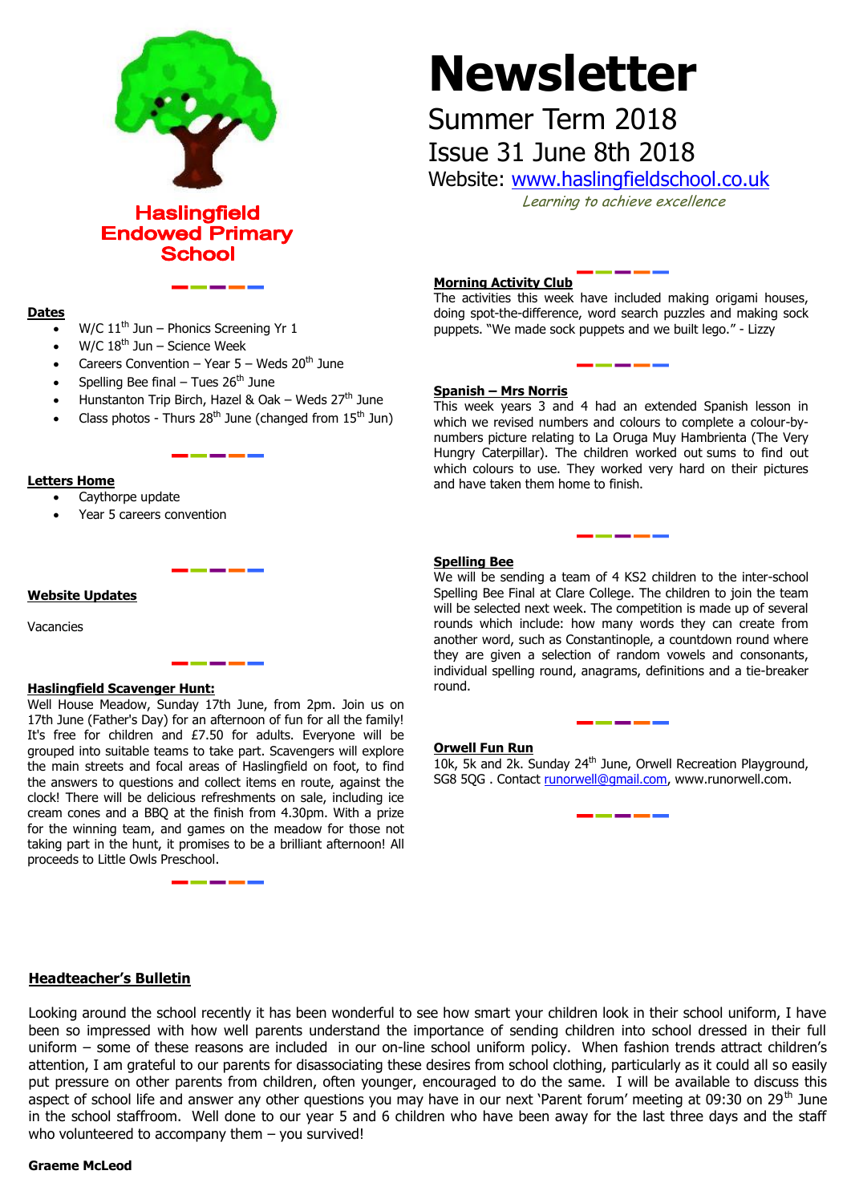# Newsletter

## Summer Term 2018

## Issue 31 June 8th 2018

Website: www.haslingfieldschool.co.uk

*Learning to achieve excellence*

**Haslingfield Endowed Primary School**

**Dates**

- W/C 11th Jun – Phonics Screening Yr 1
- W/C 18th Jun – Science Week
- Careers Convention – Year 5 – Weds 20th June
- Spelling Bee final – Tues 26th June
- Hunstanton Trip Birch, Hazel & Oak – Weds 27th June
- Class photos - Thurs 28th June (changed from 15th Jun)

**Letters Home**

- Caythorpe update
- Year 5 careers convention

**Website Updates**

Vacancies

**Haslingfield Scavenger Hunt:**

Well House Meadow, Sunday 17th June, from 2pm. Join us on 17th June (Father's Day) for an afternoon of fun for all the family! It's free for children and £7.50 for adults. Everyone will be grouped into suitable teams to take part. Scavengers will explore the main streets and focal areas of Haslingfield on foot, to find the answers to questions and collect items en route, against the clock! There will be delicious refreshments on sale, including ice cream cones and a BBQ at the finish from 4.30pm. With a prize for the winning team, and games on the meadow for those not taking part in the hunt, it promises to be a brilliant afternoon! All proceeds to Little Owls Preschool.

**Morning Activity Club**

The activities this week have included making origami houses, doing spot-the-difference, word search puzzles and making sock puppets. "We made sock puppets and we built lego." - Lizzy

**Spanish – Mrs Norris**

This week years 3 and 4 had an extended Spanish lesson in which we revised numbers and colours to complete a colour-by-numbers picture relating to La Oruga Muy Hambrienta (The Very Hungry Caterpillar). The children worked out sums to find out which colours to use. They worked very hard on their pictures and have taken them home to finish.

**Spelling Bee**

We will be sending a team of 4 KS2 children to the inter-school Spelling Bee Final at Clare College. The children to join the team will be selected next week. The competition is made up of several rounds which include: how many words they can create from another word, such as Constantinople, a countdown round where they are given a selection of random vowels and consonants, individual spelling round, anagrams, definitions and a tie-breaker round.

**Orwell Fun Run**

10k, 5k and 2k. Sunday 24th June, Orwell Recreation Playground, SG8 5QG . Contact runorwell@gmail.com, www.runorwell.com.

**Headteacher's Bulletin**

Looking around the school recently it has been wonderful to see how smart your children look in their school uniform, I have been so impressed with how well parents understand the importance of sending children into school dressed in their full uniform – some of these reasons are included in our on-line school uniform policy. When fashion trends attract children's attention, I am grateful to our parents for disassociating these desires from school clothing, particularly as it could all so easily put pressure on other parents from children, often younger, encouraged to do the same. I will be available to discuss this aspect of school life and answer any other questions you may have in our next 'Parent forum' meeting at 09:30 on 29th June in the school staffroom. Well done to our year 5 and 6 children who have been away for the last three days and the staff who volunteered to accompany them – you survived!

**Graeme McLeod**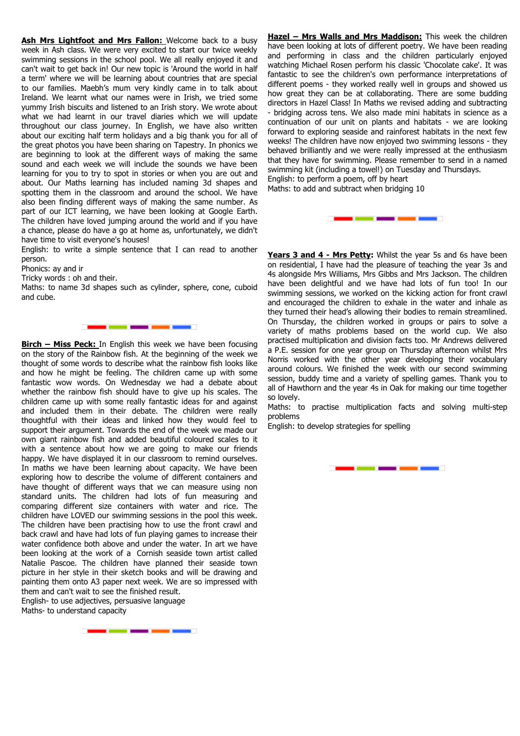**Ash Mrs Lightfoot and Mrs Fallon:** Welcome back to a busy week in Ash class. We were very excited to start our twice weekly swimming sessions in the school pool. We all really enjoyed it and can't wait to get back in! Our new topic is 'Around the world in half a term' where we will be learning about countries that are special to our families. Maebh's mum very kindly came in to talk about Ireland. We learnt what our names were in Irish, we tried some yummy Irish biscuits and listened to an Irish story. We wrote about what we had learnt in our travel diaries which we will update throughout our class journey. In English, we have also written about our exciting half term holidays and a big thank you for all of the great photos you have been sharing on Tapestry. In phonics we are beginning to look at the different ways of making the same sound and each week we will include the sounds we have been learning for you to try to spot in stories or when you are out and about. Our Maths learning has included naming 3d shapes and spotting them in the classroom and around the school. We have also been finding different ways of making the same number. As part of our ICT learning, we have been looking at Google Earth. The children have loved jumping around the world and if you have a chance, please do have a go at home as, unfortunately, we didn't have time to visit everyone's houses!

English: to write a simple sentence that I can read to another person.

Phonics: ay and ir

Tricky words : oh and their.

Maths: to name 3d shapes such as cylinder, sphere, cone, cuboid and cube.

**Birch – Miss Peck:** In English this week we have been focusing on the story of the Rainbow fish. At the beginning of the week we thought of some words to describe what the rainbow fish looks like and how he might be feeling. The children came up with some fantastic wow words. On Wednesday we had a debate about whether the rainbow fish should have to give up his scales. The children came up with some really fantastic ideas for and against and included them in their debate. The children were really thoughtful with their ideas and linked how they would feel to support their argument. Towards the end of the week we made our own giant rainbow fish and added beautiful coloured scales to it with a sentence about how we are going to make our friends happy. We have displayed it in our classroom to remind ourselves. In maths we have been learning about capacity. We have been exploring how to describe the volume of different containers and have thought of different ways that we can measure using non standard units. The children had lots of fun measuring and comparing different size containers with water and rice. The children have LOVED our swimming sessions in the pool this week. The children have been practising how to use the front crawl and back crawl and have had lots of fun playing games to increase their water confidence both above and under the water. In art we have been looking at the work of a Cornish seaside town artist called Natalie Pascoe. The children have planned their seaside town picture in her style in their sketch books and will be drawing and painting them onto A3 paper next week. We are so impressed with them and can't wait to see the finished result.

English- to use adjectives, persuasive language

Maths- to understand capacity

**Hazel – Mrs Walls and Mrs Maddison:** This week the children have been looking at lots of different poetry. We have been reading and performing in class and the children particularly enjoyed watching Michael Rosen perform his classic 'Chocolate cake'. It was fantastic to see the children's own performance interpretations of different poems - they worked really well in groups and showed us how great they can be at collaborating. There are some budding directors in Hazel Class! In Maths we revised adding and subtracting - bridging across tens. We also made mini habitats in science as a continuation of our unit on plants and habitats - we are looking forward to exploring seaside and rainforest habitats in the next few weeks! The children have now enjoyed two swimming lessons - they behaved brilliantly and we were really impressed at the enthusiasm that they have for swimming. Please remember to send in a named swimming kit (including a towel!) on Tuesday and Thursdays.

English: to perform a poem, off by heart

Maths: to add and subtract when bridging 10

**Years 3 and 4 - Mrs Petty:** Whilst the year 5s and 6s have been on residential, I have had the pleasure of teaching the year 3s and 4s alongside Mrs Williams, Mrs Gibbs and Mrs Jackson. The children have been delightful and we have had lots of fun too! In our swimming sessions, we worked on the kicking action for front crawl and encouraged the children to exhale in the water and inhale as they turned their head's allowing their bodies to remain streamlined. On Thursday, the children worked in groups or pairs to solve a variety of maths problems based on the world cup. We also practised multiplication and division facts too. Mr Andrews delivered a P.E. session for one year group on Thursday afternoon whilst Mrs Norris worked with the other year developing their vocabulary around colours. We finished the week with our second swimming session, buddy time and a variety of spelling games. Thank you to all of Hawthorn and the year 4s in Oak for making our time together so lovely.

Maths: to practise multiplication facts and solving multi-step problems

English: to develop strategies for spelling